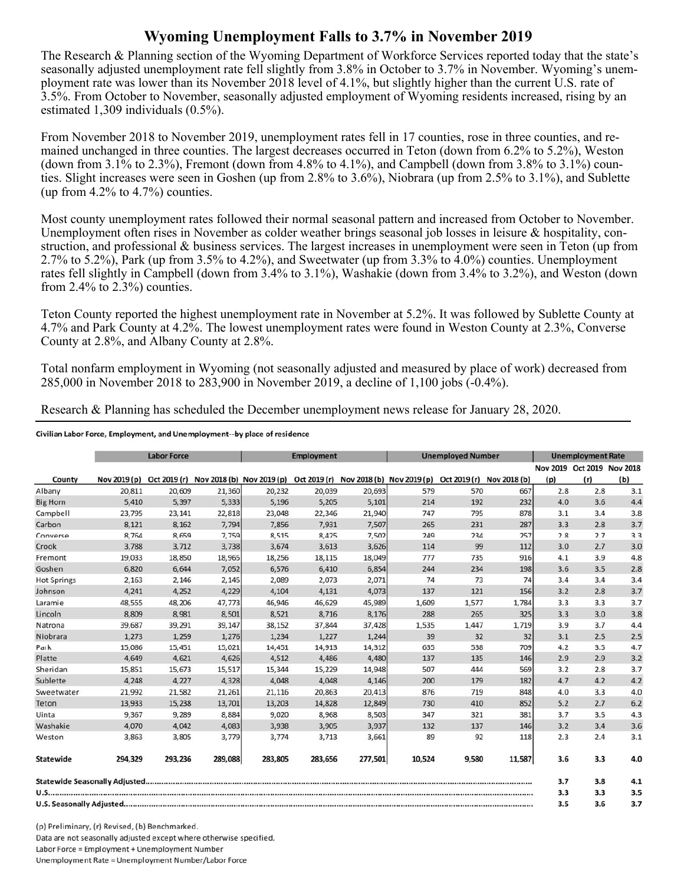# Wyoming Unemployment Falls to 3.7% in November 2019

The Research & Planning section of the Wyoming Department of Workforce Services reported today that the state's seasonally adjusted unemployment rate fell slightly from 3.8% in October to 3.7% in November. Wyoming's unemployment rate was lower than its November 2018 level of 4.1%, but slightly higher than the current U.S. rate of 3.5%. From October to November, seasonally adjusted employment of Wyoming residents increased, rising by an estimated 1,309 individuals (0.5%).

From November 2018 to November 2019, unemployment rates fell in 17 counties, rose in three counties, and remained unchanged in three counties. The largest decreases occurred in Teton (down from 6.2% to 5.2%), Weston (down from 3.1% to 2.3%), Fremont (down from 4.8% to 4.1%), and Campbell (down from 3.8% to 3.1%) counties. Slight increases were seen in Goshen (up from 2.8% to 3.6%), Niobrara (up from 2.5% to 3.1%), and Sublette (up from 4.2% to 4.7%) counties.

Most county unemployment rates followed their normal seasonal pattern and increased from October to November. Unemployment often rises in November as colder weather brings seasonal job losses in leisure & hospitality, construction, and professional & business services. The largest increases in unemployment were seen in Teton (up from 2.7% to 5.2%), Park (up from 3.5% to 4.2%), and Sweetwater (up from 3.3% to 4.0%) counties. Unemployment rates fell slightly in Campbell (down from 3.4% to 3.1%), Washakie (down from 3.4% to 3.2%), and Weston (down from 2.4% to 2.3%) counties.

Teton County reported the highest unemployment rate in November at 5.2%. It was followed by Sublette County at 4.7% and Park County at 4.2%. The lowest unemployment rates were found in Weston County at 2.3%, Converse County at 2.8%, and Albany County at 2.8%.

Total nonfarm employment in Wyoming (not seasonally adjusted and measured by place of work) decreased from 285,000 in November 2018 to 283,900 in November 2019, a decline of 1,100 jobs (-0.4%).

Research & Planning has scheduled the December unemployment news release for January 28, 2020.

**Civilian Labor Force, Employment, and Unemployment--by place of residence**

| | Labor Force | | | Employment | | | Unemployed Number | | | Unemployment Rate | | |
|---|---|---|---|---|---|---|---|---|---|---|---|---|
| County | Nov 2019 (p) | Oct 2019 (r) | Nov 2018 (b) | Nov 2019 (p) | Oct 2019 (r) | Nov 2018 (b) | Nov 2019 (p) | Oct 2019 (r) | Nov 2018 (b) | Nov 2019 (p) | Oct 2019 (r) | Nov 2018 (b) |
| Albany | 20,811 | 20,609 | 21,360 | 20,232 | 20,039 | 20,693 | 579 | 570 | 667 | 2.8 | 2.8 | 3.1 |
| Big Horn | 5,410 | 5,397 | 5,333 | 5,196 | 5,205 | 5,101 | 214 | 192 | 232 | 4.0 | 3.6 | 4.4 |
| Campbell | 23,795 | 23,141 | 22,818 | 23,048 | 22,346 | 21,940 | 747 | 795 | 878 | 3.1 | 3.4 | 3.8 |
| Carbon | 8,121 | 8,162 | 7,794 | 7,856 | 7,931 | 7,507 | 265 | 231 | 287 | 3.3 | 2.8 | 3.7 |
| Converse | 8,764 | 8,659 | 7,759 | 8,515 | 8,425 | 7,502 | 249 | 234 | 257 | 2.8 | 2.7 | 3.3 |
| Crook | 3,788 | 3,712 | 3,738 | 3,674 | 3,613 | 3,626 | 114 | 99 | 112 | 3.0 | 2.7 | 3.0 |
| Fremont | 19,033 | 18,850 | 18,965 | 18,256 | 18,115 | 18,049 | 777 | 735 | 916 | 4.1 | 3.9 | 4.8 |
| Goshen | 6,820 | 6,644 | 7,052 | 6,576 | 6,410 | 6,854 | 244 | 234 | 198 | 3.6 | 3.5 | 2.8 |
| Hot Springs | 2,163 | 2,146 | 2,145 | 2,089 | 2,073 | 2,071 | 74 | 73 | 74 | 3.4 | 3.4 | 3.4 |
| Johnson | 4,241 | 4,252 | 4,229 | 4,104 | 4,131 | 4,073 | 137 | 121 | 156 | 3.2 | 2.8 | 3.7 |
| Laramie | 48,555 | 48,206 | 47,773 | 46,946 | 46,629 | 45,989 | 1,609 | 1,577 | 1,784 | 3.3 | 3.3 | 3.7 |
| Lincoln | 8,809 | 8,981 | 8,501 | 8,521 | 8,716 | 8,176 | 288 | 265 | 325 | 3.3 | 3.0 | 3.8 |
| Natrona | 39,687 | 39,291 | 39,147 | 38,152 | 37,844 | 37,428 | 1,535 | 1,447 | 1,719 | 3.9 | 3.7 | 4.4 |
| Niobrara | 1,273 | 1,259 | 1,276 | 1,234 | 1,227 | 1,244 | 39 | 32 | 32 | 3.1 | 2.5 | 2.5 |
| Park | 15,086 | 15,451 | 15,021 | 14,451 | 14,913 | 14,312 | 635 | 538 | 709 | 4.2 | 3.5 | 4.7 |
| Platte | 4,649 | 4,621 | 4,626 | 4,512 | 4,486 | 4,480 | 137 | 135 | 146 | 2.9 | 2.9 | 3.2 |
| Sheridan | 15,851 | 15,673 | 15,517 | 15,344 | 15,229 | 14,948 | 507 | 444 | 569 | 3.2 | 2.8 | 3.7 |
| Sublette | 4,248 | 4,227 | 4,328 | 4,048 | 4,048 | 4,146 | 200 | 179 | 182 | 4.7 | 4.2 | 4.2 |
| Sweetwater | 21,992 | 21,582 | 21,261 | 21,116 | 20,863 | 20,413 | 876 | 719 | 848 | 4.0 | 3.3 | 4.0 |
| Teton | 13,933 | 15,238 | 13,701 | 13,203 | 14,828 | 12,849 | 730 | 410 | 852 | 5.2 | 2.7 | 6.2 |
| Uinta | 9,367 | 9,289 | 8,884 | 9,020 | 8,968 | 8,503 | 347 | 321 | 381 | 3.7 | 3.5 | 4.3 |
| Washakie | 4,070 | 4,042 | 4,083 | 3,938 | 3,905 | 3,937 | 132 | 137 | 146 | 3.2 | 3.4 | 3.6 |
| Weston | 3,863 | 3,805 | 3,779 | 3,774 | 3,713 | 3,661 | 89 | 92 | 118 | 2.3 | 2.4 | 3.1 |
| **Statewide** | **294,329** | **293,236** | **289,088** | **283,805** | **283,656** | **277,501** | **10,524** | **9,580** | **11,587** | **3.6** | **3.3** | **4.0** |
| **Statewide Seasonally Adjusted** | | | | | | | | | | **3.7** | **3.8** | **4.1** |
| **U.S.** | | | | | | | | | | **3.3** | **3.3** | **3.5** |
| **U.S. Seasonally Adjusted** | | | | | | | | | | **3.5** | **3.6** | **3.7** |

(p) Preliminary, (r) Revised, (b) Benchmarked.
Data are not seasonally adjusted except where otherwise specified.
Labor Force = Employment + Unemployment Number
Unemployment Rate = Unemployment Number/Labor Force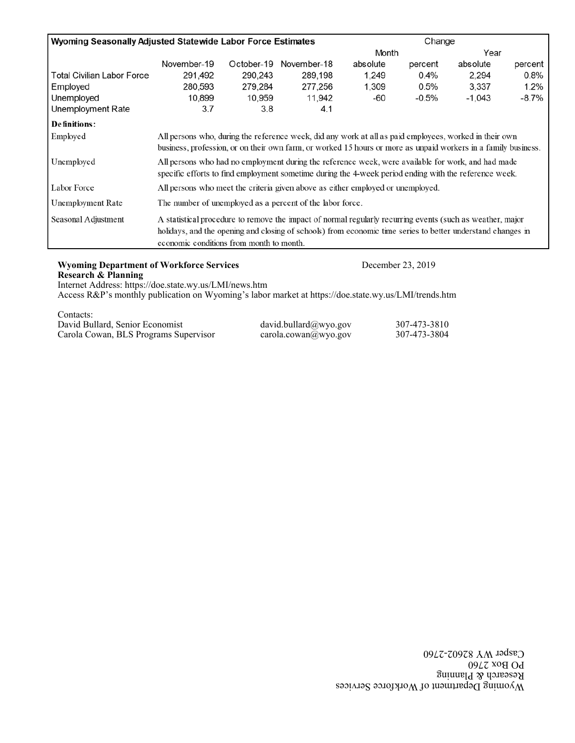| Wyoming Seasonally Adjusted Statewide Labor Force Estimates | | | | Change | | | |
|---|---|---|---|---|---|---|---|
| | | | | Month | | Year | |
| | November-19 | October-19 | November-18 | absolute | percent | absolute | percent |
| Total Civilian Labor Force | 291,492 | 290,243 | 289,198 | 1,249 | 0.4% | 2,294 | 0.8% |
| Employed | 280,593 | 279,284 | 277,256 | 1,309 | 0.5% | 3,337 | 1.2% |
| Unemployed | 10,899 | 10,959 | 11,942 | -60 | -0.5% | -1,043 | -8.7% |
| Unemployment Rate | 3.7 | 3.8 | 4.1 | | | | |

**Definitions:**

| | |
|---|---|
| Employed | All persons who, during the reference week, did any work at all as paid employees, worked in their own business, profession, or on their own farm, or worked 15 hours or more as unpaid workers in a family business. |
| Unemployed | All persons who had no employment during the reference week, were available for work, and had made specific efforts to find employment sometime during the 4-week period ending with the reference week. |
| Labor Force | All persons who meet the criteria given above as either employed or unemployed. |
| Unemployment Rate | The number of unemployed as a percent of the labor force. |
| Seasonal Adjustment | A statistical procedure to remove the impact of normal regularly recurring events (such as weather, major holidays, and the opening and closing of schools) from economic time series to better understand changes in economic conditions from month to month. |

**Wyoming Department of Workforce Services**
**Research & Planning**

December 23, 2019

Internet Address: https://doe.state.wy.us/LMI/news.htm
Access R&P's monthly publication on Wyoming's labor market at https://doe.state.wy.us/LMI/trends.htm

Contacts:

| | | |
|---|---|---|
| David Bullard, Senior Economist | david.bullard@wyo.gov | 307-473-3810 |
| Carola Cowan, BLS Programs Supervisor | carola.cowan@wyo.gov | 307-473-3804 |

Wyoming Department of Workforce Services
Research & Planning
PO Box 2760
Casper WY 82602-2760